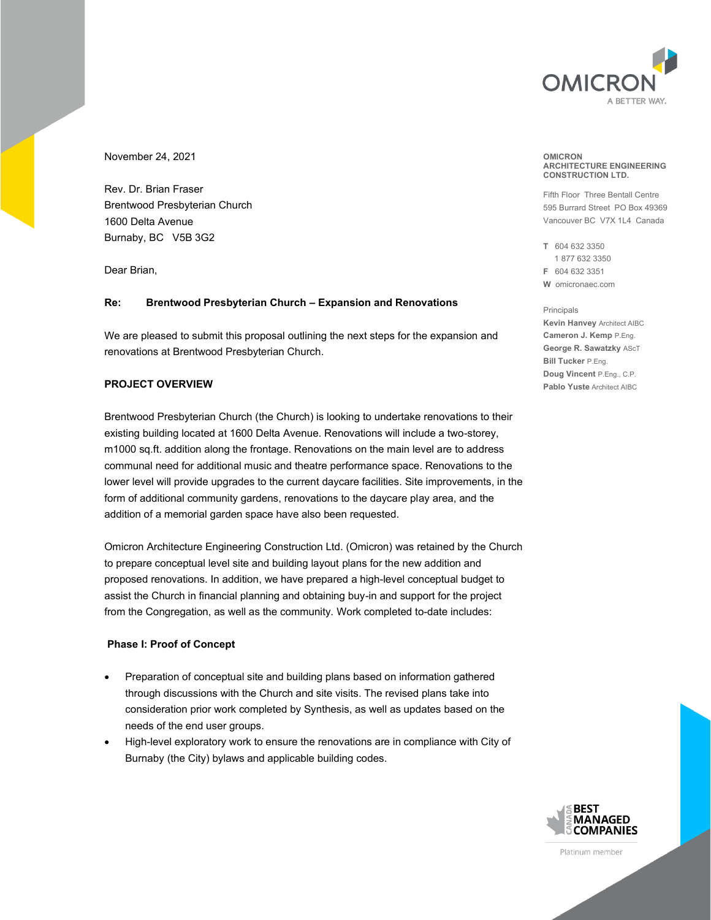OMIRCON
A BETTER WAY.

November 24, 2021

Rev. Dr. Brian Fraser
Brentwood Presbyterian Church
1600 Delta Avenue
Burnaby, BC V5B 3G2

Dear Brian,

**Re: Brentwood Presbyterian Church – Expansion and Renovations**

We are pleased to submit this proposal outlining the next steps for the expansion and renovations at Brentwood Presbyterian Church.

**PROJECT OVERVIEW**

Brentwood Presbyterian Church (the Church) is looking to undertake renovations to their existing building located at 1600 Delta Avenue. Renovations will include a two-storey, m1000 sq.ft. addition along the frontage. Renovations on the main level are to address communal need for additional music and theatre performance space. Renovations to the lower level will provide upgrades to the current daycare facilities. Site improvements, in the form of additional community gardens, renovations to the daycare play area, and the addition of a memorial garden space have also been requested.

Omicron Architecture Engineering Construction Ltd. (Omicron) was retained by the Church to prepare conceptual level site and building layout plans for the new addition and proposed renovations. In addition, we have prepared a high-level conceptual budget to assist the Church in financial planning and obtaining buy-in and support for the project from the Congregation, as well as the community. Work completed to-date includes:

**Phase I: Proof of Concept**

- Preparation of conceptual site and building plans based on information gathered through discussions with the Church and site visits. The revised plans take into consideration prior work completed by Synthesis, as well as updates based on the needs of the end user groups.
- High-level exploratory work to ensure the renovations are in compliance with City of Burnaby (the City) bylaws and applicable building codes.

**OMICRON ARCHITECTURE ENGINEERING CONSTRUCTION LTD.**

Fifth Floor Three Bentall Centre
595 Burrard Street PO Box 49369
Vancouver BC V7X 1L4 Canada

T 604 632 3350
1 877 632 3350
F 604 632 3351
W omicronaec.com

Principals
**Kevin Hanvey** Architect AIBC
**Cameron J. Kemp** P.Eng.
**George R. Sawatzky** AScT
**Bill Tucker** P.Eng.
**Doug Vincent** P.Eng., C.P.
**Pablo Yuste** Architect AIBC

CANADA BEST MANAGED COMPANIES
Platinum member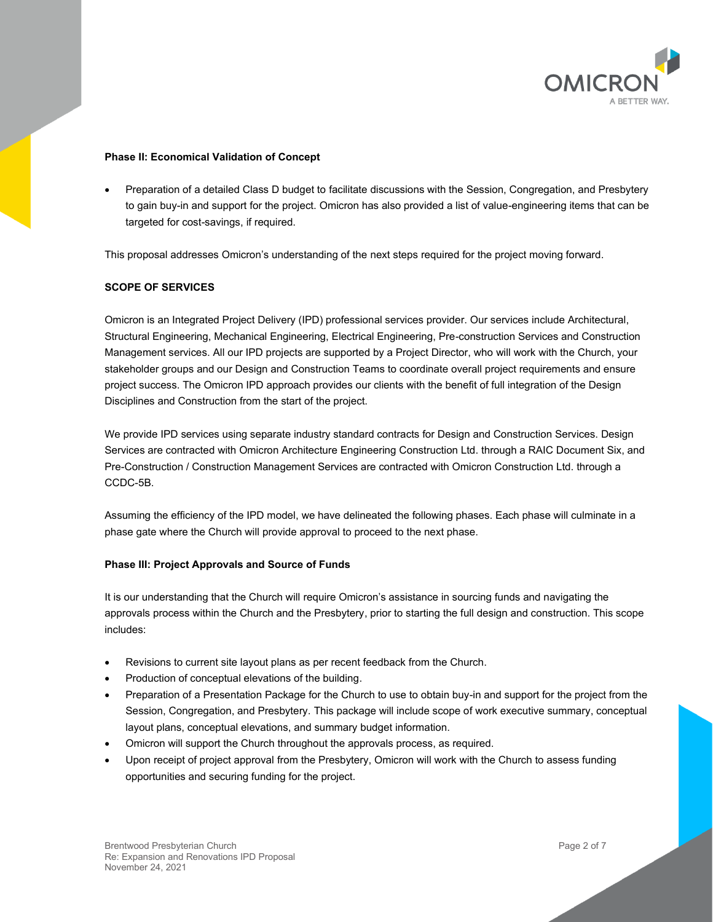**Phase II: Economical Validation of Concept**

- Preparation of a detailed Class D budget to facilitate discussions with the Session, Congregation, and Presbytery to gain buy-in and support for the project. Omicron has also provided a list of value-engineering items that can be targeted for cost-savings, if required.

This proposal addresses Omicron's understanding of the next steps required for the project moving forward.

**SCOPE OF SERVICES**

Omicron is an Integrated Project Delivery (IPD) professional services provider. Our services include Architectural, Structural Engineering, Mechanical Engineering, Electrical Engineering, Pre-construction Services and Construction Management services. All our IPD projects are supported by a Project Director, who will work with the Church, your stakeholder groups and our Design and Construction Teams to coordinate overall project requirements and ensure project success. The Omicron IPD approach provides our clients with the benefit of full integration of the Design Disciplines and Construction from the start of the project.

We provide IPD services using separate industry standard contracts for Design and Construction Services. Design Services are contracted with Omicron Architecture Engineering Construction Ltd. through a RAIC Document Six, and Pre-Construction / Construction Management Services are contracted with Omicron Construction Ltd. through a CCDC-5B.

Assuming the efficiency of the IPD model, we have delineated the following phases. Each phase will culminate in a phase gate where the Church will provide approval to proceed to the next phase.

**Phase III: Project Approvals and Source of Funds**

It is our understanding that the Church will require Omicron's assistance in sourcing funds and navigating the approvals process within the Church and the Presbytery, prior to starting the full design and construction. This scope includes:

- Revisions to current site layout plans as per recent feedback from the Church.
- Production of conceptual elevations of the building.
- Preparation of a Presentation Package for the Church to use to obtain buy-in and support for the project from the Session, Congregation, and Presbytery. This package will include scope of work executive summary, conceptual layout plans, conceptual elevations, and summary budget information.
- Omicron will support the Church throughout the approvals process, as required.
- Upon receipt of project approval from the Presbytery, Omicron will work with the Church to assess funding opportunities and securing funding for the project.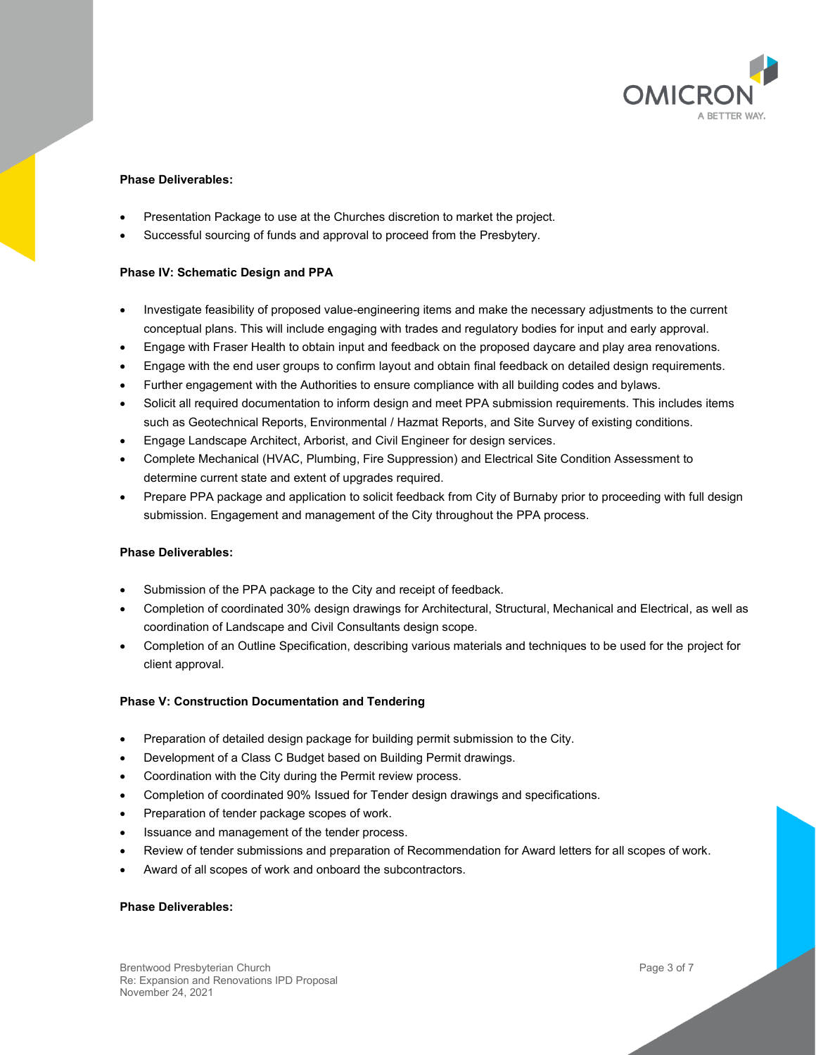**Phase Deliverables:**

- Presentation Package to use at the Churches discretion to market the project.
- Successful sourcing of funds and approval to proceed from the Presbytery.

**Phase IV: Schematic Design and PPA**

- Investigate feasibility of proposed value-engineering items and make the necessary adjustments to the current conceptual plans. This will include engaging with trades and regulatory bodies for input and early approval.
- Engage with Fraser Health to obtain input and feedback on the proposed daycare and play area renovations.
- Engage with the end user groups to confirm layout and obtain final feedback on detailed design requirements.
- Further engagement with the Authorities to ensure compliance with all building codes and bylaws.
- Solicit all required documentation to inform design and meet PPA submission requirements. This includes items such as Geotechnical Reports, Environmental / Hazmat Reports, and Site Survey of existing conditions.
- Engage Landscape Architect, Arborist, and Civil Engineer for design services.
- Complete Mechanical (HVAC, Plumbing, Fire Suppression) and Electrical Site Condition Assessment to determine current state and extent of upgrades required.
- Prepare PPA package and application to solicit feedback from City of Burnaby prior to proceeding with full design submission. Engagement and management of the City throughout the PPA process.

**Phase Deliverables:**

- Submission of the PPA package to the City and receipt of feedback.
- Completion of coordinated 30% design drawings for Architectural, Structural, Mechanical and Electrical, as well as coordination of Landscape and Civil Consultants design scope.
- Completion of an Outline Specification, describing various materials and techniques to be used for the project for client approval.

**Phase V: Construction Documentation and Tendering**

- Preparation of detailed design package for building permit submission to the City.
- Development of a Class C Budget based on Building Permit drawings.
- Coordination with the City during the Permit review process.
- Completion of coordinated 90% Issued for Tender design drawings and specifications.
- Preparation of tender package scopes of work.
- Issuance and management of the tender process.
- Review of tender submissions and preparation of Recommendation for Award letters for all scopes of work.
- Award of all scopes of work and onboard the subcontractors.

**Phase Deliverables:**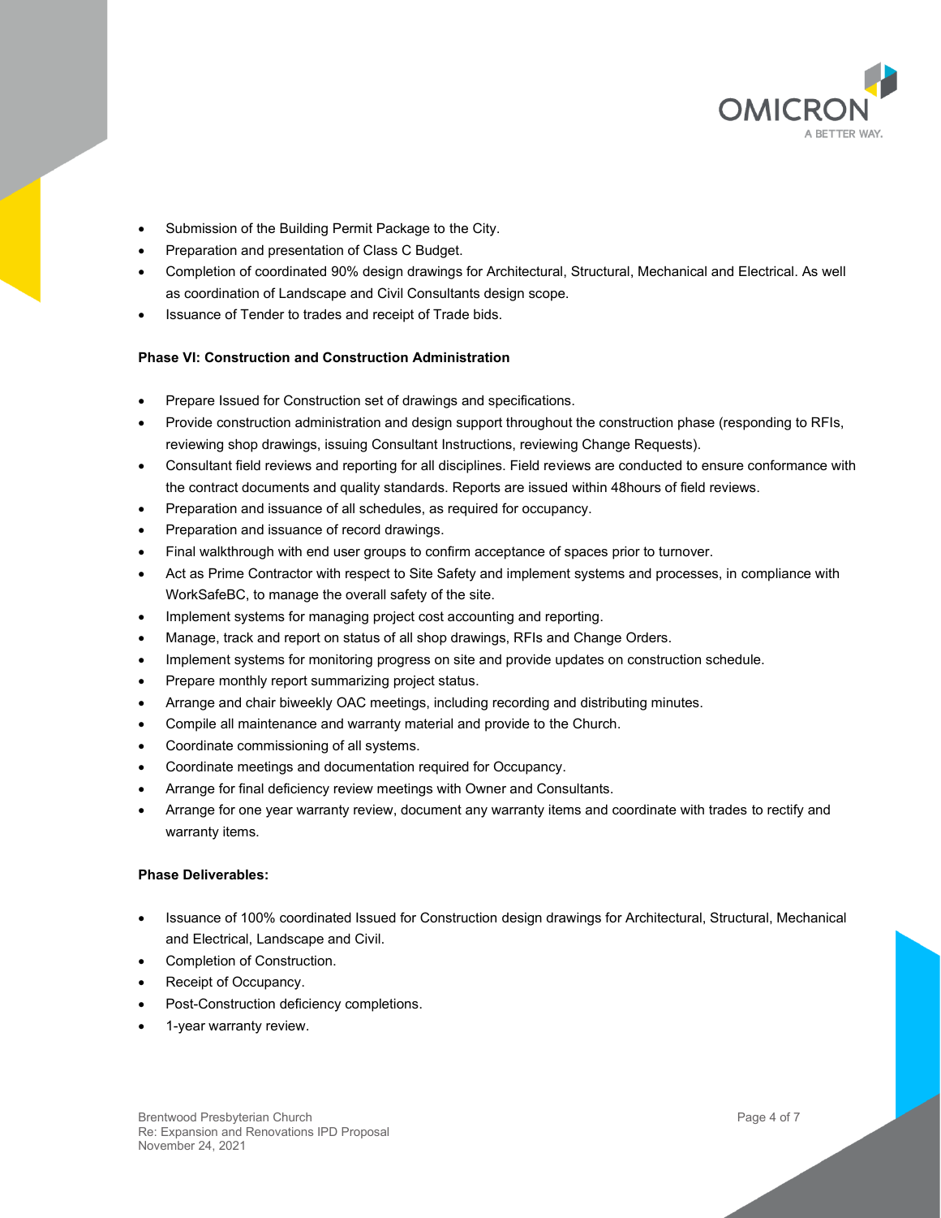- Submission of the Building Permit Package to the City.
- Preparation and presentation of Class C Budget.
- Completion of coordinated 90% design drawings for Architectural, Structural, Mechanical and Electrical. As well as coordination of Landscape and Civil Consultants design scope.
- Issuance of Tender to trades and receipt of Trade bids.

**Phase VI: Construction and Construction Administration**

- Prepare Issued for Construction set of drawings and specifications.
- Provide construction administration and design support throughout the construction phase (responding to RFIs, reviewing shop drawings, issuing Consultant Instructions, reviewing Change Requests).
- Consultant field reviews and reporting for all disciplines. Field reviews are conducted to ensure conformance with the contract documents and quality standards. Reports are issued within 48hours of field reviews.
- Preparation and issuance of all schedules, as required for occupancy.
- Preparation and issuance of record drawings.
- Final walkthrough with end user groups to confirm acceptance of spaces prior to turnover.
- Act as Prime Contractor with respect to Site Safety and implement systems and processes, in compliance with WorkSafeBC, to manage the overall safety of the site.
- Implement systems for managing project cost accounting and reporting.
- Manage, track and report on status of all shop drawings, RFIs and Change Orders.
- Implement systems for monitoring progress on site and provide updates on construction schedule.
- Prepare monthly report summarizing project status.
- Arrange and chair biweekly OAC meetings, including recording and distributing minutes.
- Compile all maintenance and warranty material and provide to the Church.
- Coordinate commissioning of all systems.
- Coordinate meetings and documentation required for Occupancy.
- Arrange for final deficiency review meetings with Owner and Consultants.
- Arrange for one year warranty review, document any warranty items and coordinate with trades to rectify and warranty items.

**Phase Deliverables:**

- Issuance of 100% coordinated Issued for Construction design drawings for Architectural, Structural, Mechanical and Electrical, Landscape and Civil.
- Completion of Construction.
- Receipt of Occupancy.
- Post-Construction deficiency completions.
- 1-year warranty review.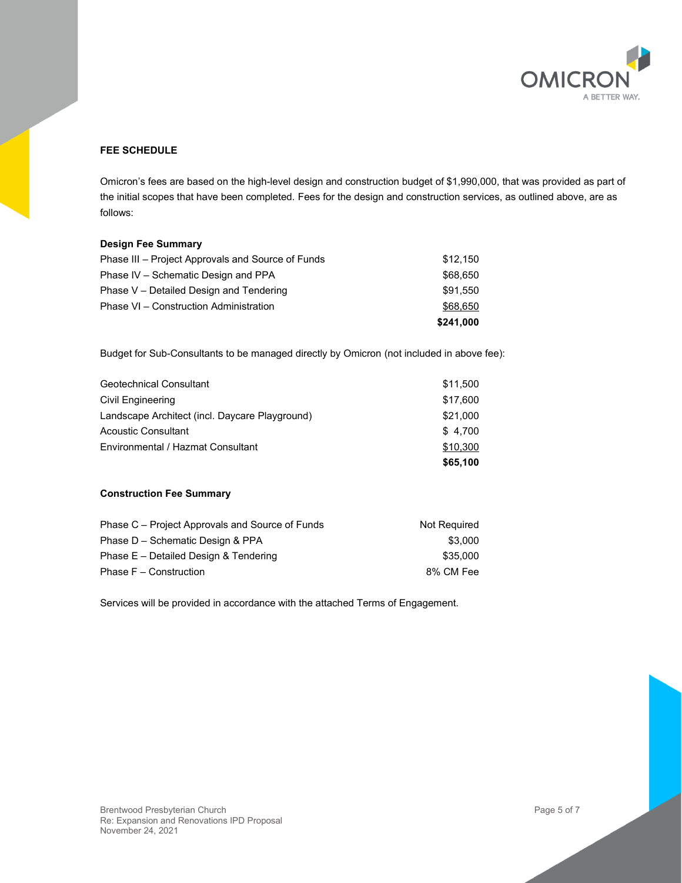## FEE SCHEDULE

Omicron's fees are based on the high-level design and construction budget of $1,990,000, that was provided as part of the initial scopes that have been completed. Fees for the design and construction services, as outlined above, are as follows:

**Design Fee Summary**

| | |
|---|---|
| Phase III – Project Approvals and Source of Funds | $12,150 |
| Phase IV – Schematic Design and PPA | $68,650 |
| Phase V – Detailed Design and Tendering | $91,550 |
| Phase VI – Construction Administration | $68,650 |
| | **$241,000** |

Budget for Sub-Consultants to be managed directly by Omicron (not included in above fee):

| | |
|---|---|
| Geotechnical Consultant | $11,500 |
| Civil Engineering | $17,600 |
| Landscape Architect (incl. Daycare Playground) | $21,000 |
| Acoustic Consultant | $ 4,700 |
| Environmental / Hazmat Consultant | $10,300 |
| | **$65,100** |

**Construction Fee Summary**

| | |
|---|---|
| Phase C – Project Approvals and Source of Funds | Not Required |
| Phase D – Schematic Design & PPA | $3,000 |
| Phase E – Detailed Design & Tendering | $35,000 |
| Phase F – Construction | 8% CM Fee |

Services will be provided in accordance with the attached Terms of Engagement.

Brentwood Presbyterian Church
Re: Expansion and Renovations IPD Proposal
November 24, 2021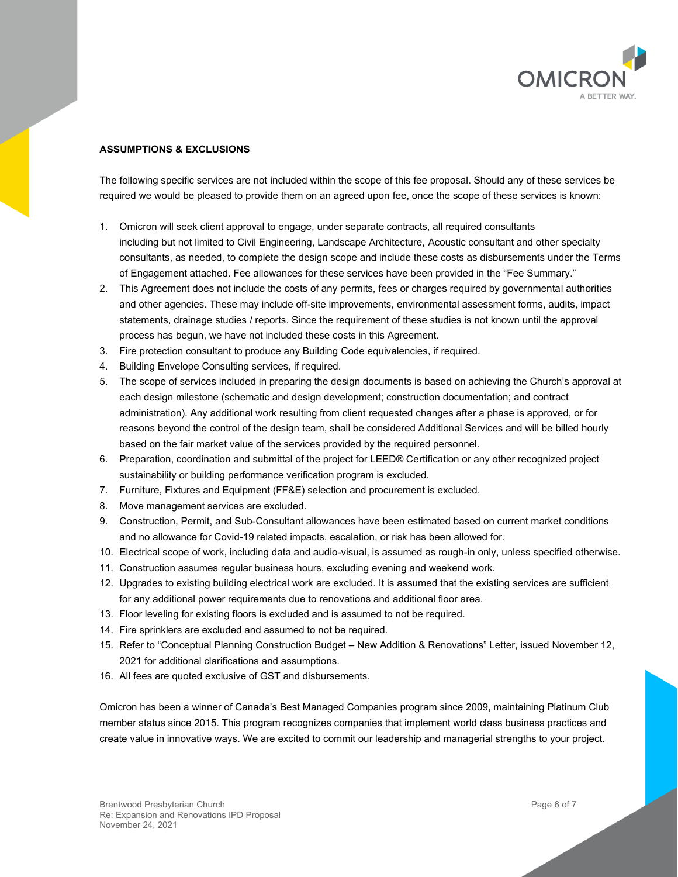**ASSUMPTIONS & EXCLUSIONS**

The following specific services are not included within the scope of this fee proposal. Should any of these services be required we would be pleased to provide them on an agreed upon fee, once the scope of these services is known:

1. Omicron will seek client approval to engage, under separate contracts, all required consultants including but not limited to Civil Engineering, Landscape Architecture, Acoustic consultant and other specialty consultants, as needed, to complete the design scope and include these costs as disbursements under the Terms of Engagement attached. Fee allowances for these services have been provided in the "Fee Summary."
2. This Agreement does not include the costs of any permits, fees or charges required by governmental authorities and other agencies. These may include off-site improvements, environmental assessment forms, audits, impact statements, drainage studies / reports. Since the requirement of these studies is not known until the approval process has begun, we have not included these costs in this Agreement.
3. Fire protection consultant to produce any Building Code equivalencies, if required.
4. Building Envelope Consulting services, if required.
5. The scope of services included in preparing the design documents is based on achieving the Church's approval at each design milestone (schematic and design development; construction documentation; and contract administration). Any additional work resulting from client requested changes after a phase is approved, or for reasons beyond the control of the design team, shall be considered Additional Services and will be billed hourly based on the fair market value of the services provided by the required personnel.
6. Preparation, coordination and submittal of the project for LEED® Certification or any other recognized project sustainability or building performance verification program is excluded.
7. Furniture, Fixtures and Equipment (FF&E) selection and procurement is excluded.
8. Move management services are excluded.
9. Construction, Permit, and Sub-Consultant allowances have been estimated based on current market conditions and no allowance for Covid-19 related impacts, escalation, or risk has been allowed for.
10. Electrical scope of work, including data and audio-visual, is assumed as rough-in only, unless specified otherwise.
11. Construction assumes regular business hours, excluding evening and weekend work.
12. Upgrades to existing building electrical work are excluded. It is assumed that the existing services are sufficient for any additional power requirements due to renovations and additional floor area.
13. Floor leveling for existing floors is excluded and is assumed to not be required.
14. Fire sprinklers are excluded and assumed to not be required.
15. Refer to "Conceptual Planning Construction Budget – New Addition & Renovations" Letter, issued November 12, 2021 for additional clarifications and assumptions.
16. All fees are quoted exclusive of GST and disbursements.

Omicron has been a winner of Canada's Best Managed Companies program since 2009, maintaining Platinum Club member status since 2015. This program recognizes companies that implement world class business practices and create value in innovative ways. We are excited to commit our leadership and managerial strengths to your project.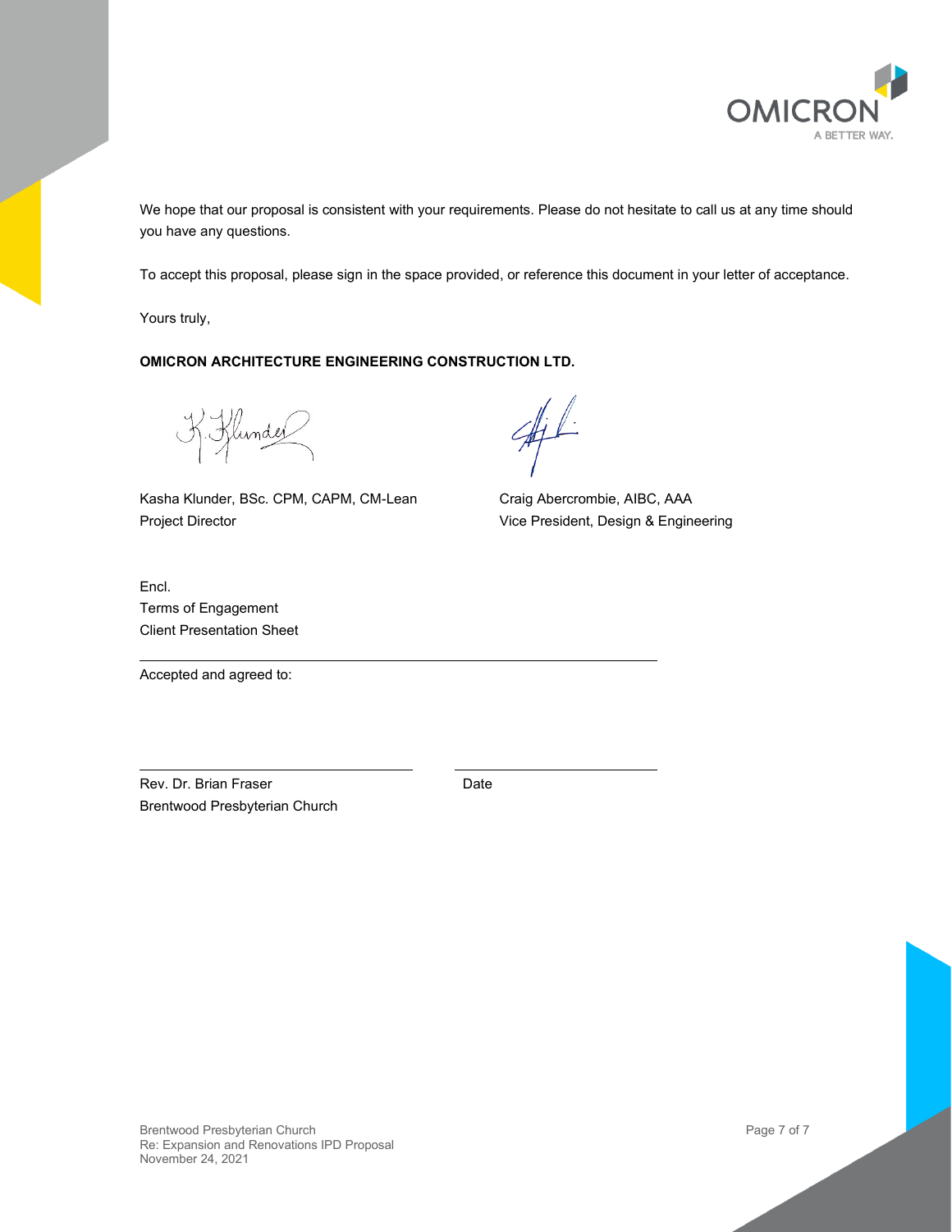We hope that our proposal is consistent with your requirements. Please do not hesitate to call us at any time should you have any questions.

To accept this proposal, please sign in the space provided, or reference this document in your letter of acceptance.

Yours truly,

**OMICRON ARCHITECTURE ENGINEERING CONSTRUCTION LTD.**

Kasha Klunder, BSc. CPM, CAPM, CM-Lean
Project Director

Craig Abercrombie, AIBC, AAA
Vice President, Design & Engineering

Encl.
Terms of Engagement
Client Presentation Sheet

---

Accepted and agreed to:

\_\_\_\_\_\_\_\_\_\_\_\_\_\_\_\_\_\_\_\_\_\_\_\_\_\_\_\_\_\_ \_\_\_\_\_\_\_\_\_\_\_\_\_\_\_\_\_\_\_\_

Rev. Dr. Brian Fraser
Brentwood Presbyterian Church

Date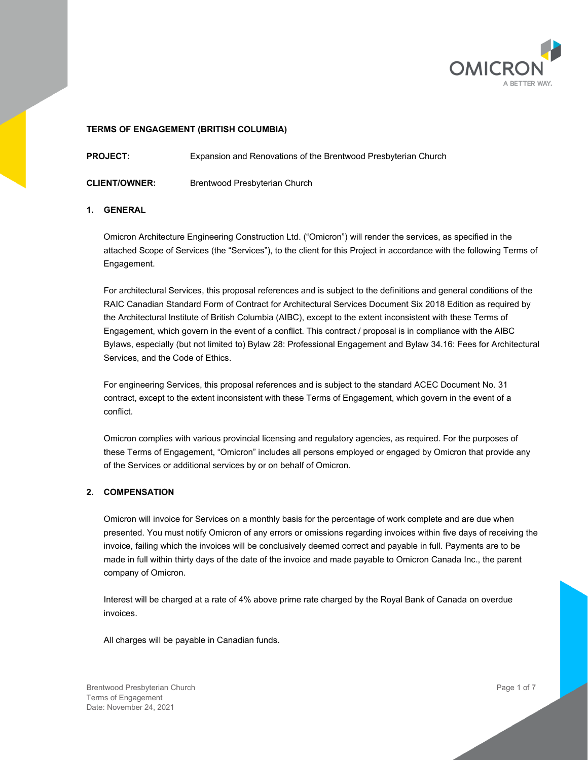**TERMS OF ENGAGEMENT (BRITISH COLUMBIA)**

**PROJECT:** Expansion and Renovations of the Brentwood Presbyterian Church

**CLIENT/OWNER:** Brentwood Presbyterian Church

## 1. GENERAL

Omicron Architecture Engineering Construction Ltd. ("Omicron") will render the services, as specified in the attached Scope of Services (the "Services"), to the client for this Project in accordance with the following Terms of Engagement.

For architectural Services, this proposal references and is subject to the definitions and general conditions of the RAIC Canadian Standard Form of Contract for Architectural Services Document Six 2018 Edition as required by the Architectural Institute of British Columbia (AIBC), except to the extent inconsistent with these Terms of Engagement, which govern in the event of a conflict. This contract / proposal is in compliance with the AIBC Bylaws, especially (but not limited to) Bylaw 28: Professional Engagement and Bylaw 34.16: Fees for Architectural Services, and the Code of Ethics.

For engineering Services, this proposal references and is subject to the standard ACEC Document No. 31 contract, except to the extent inconsistent with these Terms of Engagement, which govern in the event of a conflict.

Omicron complies with various provincial licensing and regulatory agencies, as required. For the purposes of these Terms of Engagement, "Omicron" includes all persons employed or engaged by Omicron that provide any of the Services or additional services by or on behalf of Omicron.

## 2. COMPENSATION

Omicron will invoice for Services on a monthly basis for the percentage of work complete and are due when presented. You must notify Omicron of any errors or omissions regarding invoices within five days of receiving the invoice, failing which the invoices will be conclusively deemed correct and payable in full. Payments are to be made in full within thirty days of the date of the invoice and made payable to Omicron Canada Inc., the parent company of Omicron.

Interest will be charged at a rate of 4% above prime rate charged by the Royal Bank of Canada on overdue invoices.

All charges will be payable in Canadian funds.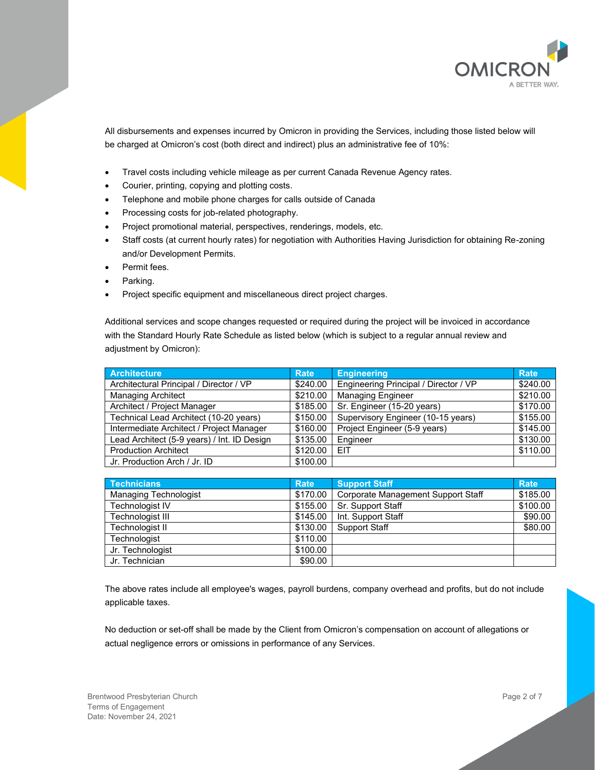All disbursements and expenses incurred by Omicron in providing the Services, including those listed below will be charged at Omicron's cost (both direct and indirect) plus an administrative fee of 10%:

- Travel costs including vehicle mileage as per current Canada Revenue Agency rates.
- Courier, printing, copying and plotting costs.
- Telephone and mobile phone charges for calls outside of Canada
- Processing costs for job-related photography.
- Project promotional material, perspectives, renderings, models, etc.
- Staff costs (at current hourly rates) for negotiation with Authorities Having Jurisdiction for obtaining Re-zoning and/or Development Permits.
- Permit fees.
- Parking.
- Project specific equipment and miscellaneous direct project charges.

Additional services and scope changes requested or required during the project will be invoiced in accordance with the Standard Hourly Rate Schedule as listed below (which is subject to a regular annual review and adjustment by Omicron):

| Architecture | Rate | Engineering | Rate |
|---|---|---|---|
| Architectural Principal / Director / VP | $240.00 | Engineering Principal / Director / VP | $240.00 |
| Managing Architect | $210.00 | Managing Engineer | $210.00 |
| Architect / Project Manager | $185.00 | Sr. Engineer (15-20 years) | $170.00 |
| Technical Lead Architect (10-20 years) | $150.00 | Supervisory Engineer (10-15 years) | $155.00 |
| Intermediate Architect / Project Manager | $160.00 | Project Engineer (5-9 years) | $145.00 |
| Lead Architect (5-9 years) / Int. ID Design | $135.00 | Engineer | $130.00 |
| Production Architect | $120.00 | EIT | $110.00 |
| Jr. Production Arch / Jr. ID | $100.00 | | |

| Technicians | Rate | Support Staff | Rate |
|---|---|---|---|
| Managing Technologist | $170.00 | Corporate Management Support Staff | $185.00 |
| Technologist IV | $155.00 | Sr. Support Staff | $100.00 |
| Technologist III | $145.00 | Int. Support Staff | $90.00 |
| Technologist II | $130.00 | Support Staff | $80.00 |
| Technologist | $110.00 | | |
| Jr. Technologist | $100.00 | | |
| Jr. Technician | $90.00 | | |

The above rates include all employee's wages, payroll burdens, company overhead and profits, but do not include applicable taxes.

No deduction or set-off shall be made by the Client from Omicron's compensation on account of allegations or actual negligence errors or omissions in performance of any Services.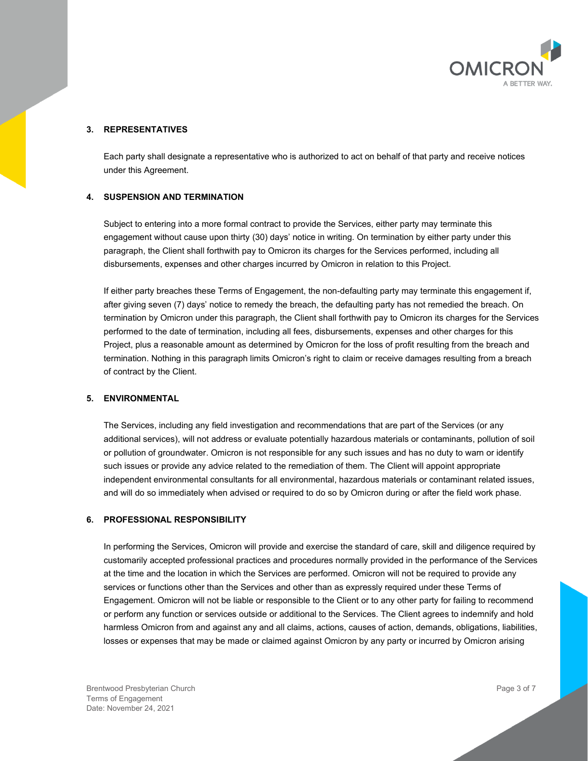## 3. REPRESENTATIVES

Each party shall designate a representative who is authorized to act on behalf of that party and receive notices under this Agreement.

## 4. SUSPENSION AND TERMINATION

Subject to entering into a more formal contract to provide the Services, either party may terminate this engagement without cause upon thirty (30) days' notice in writing. On termination by either party under this paragraph, the Client shall forthwith pay to Omicron its charges for the Services performed, including all disbursements, expenses and other charges incurred by Omicron in relation to this Project.

If either party breaches these Terms of Engagement, the non-defaulting party may terminate this engagement if, after giving seven (7) days' notice to remedy the breach, the defaulting party has not remedied the breach. On termination by Omicron under this paragraph, the Client shall forthwith pay to Omicron its charges for the Services performed to the date of termination, including all fees, disbursements, expenses and other charges for this Project, plus a reasonable amount as determined by Omicron for the loss of profit resulting from the breach and termination. Nothing in this paragraph limits Omicron's right to claim or receive damages resulting from a breach of contract by the Client.

## 5. ENVIRONMENTAL

The Services, including any field investigation and recommendations that are part of the Services (or any additional services), will not address or evaluate potentially hazardous materials or contaminants, pollution of soil or pollution of groundwater. Omicron is not responsible for any such issues and has no duty to warn or identify such issues or provide any advice related to the remediation of them. The Client will appoint appropriate independent environmental consultants for all environmental, hazardous materials or contaminant related issues, and will do so immediately when advised or required to do so by Omicron during or after the field work phase.

## 6. PROFESSIONAL RESPONSIBILITY

In performing the Services, Omicron will provide and exercise the standard of care, skill and diligence required by customarily accepted professional practices and procedures normally provided in the performance of the Services at the time and the location in which the Services are performed. Omicron will not be required to provide any services or functions other than the Services and other than as expressly required under these Terms of Engagement. Omicron will not be liable or responsible to the Client or to any other party for failing to recommend or perform any function or services outside or additional to the Services. The Client agrees to indemnify and hold harmless Omicron from and against any and all claims, actions, causes of action, demands, obligations, liabilities, losses or expenses that may be made or claimed against Omicron by any party or incurred by Omicron arising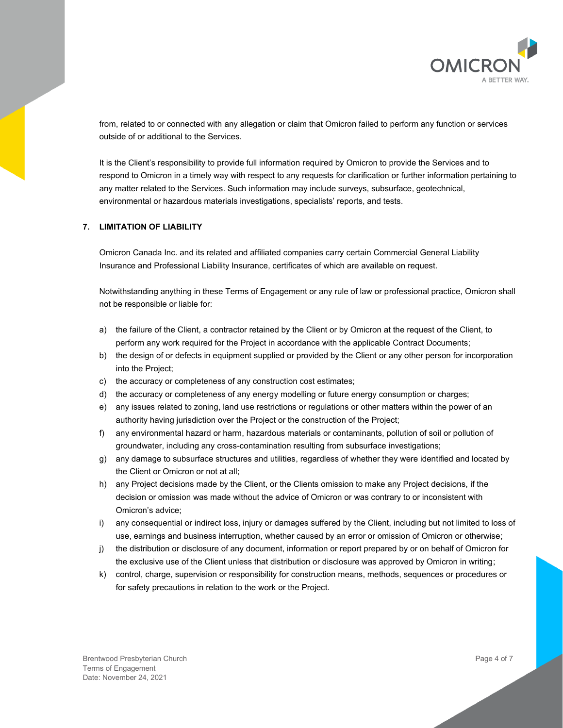from, related to or connected with any allegation or claim that Omicron failed to perform any function or services outside of or additional to the Services.

It is the Client's responsibility to provide full information required by Omicron to provide the Services and to respond to Omicron in a timely way with respect to any requests for clarification or further information pertaining to any matter related to the Services. Such information may include surveys, subsurface, geotechnical, environmental or hazardous materials investigations, specialists' reports, and tests.

## 7. LIMITATION OF LIABILITY

Omicron Canada Inc. and its related and affiliated companies carry certain Commercial General Liability Insurance and Professional Liability Insurance, certificates of which are available on request.

Notwithstanding anything in these Terms of Engagement or any rule of law or professional practice, Omicron shall not be responsible or liable for:

a) the failure of the Client, a contractor retained by the Client or by Omicron at the request of the Client, to perform any work required for the Project in accordance with the applicable Contract Documents;
b) the design of or defects in equipment supplied or provided by the Client or any other person for incorporation into the Project;
c) the accuracy or completeness of any construction cost estimates;
d) the accuracy or completeness of any energy modelling or future energy consumption or charges;
e) any issues related to zoning, land use restrictions or regulations or other matters within the power of an authority having jurisdiction over the Project or the construction of the Project;
f) any environmental hazard or harm, hazardous materials or contaminants, pollution of soil or pollution of groundwater, including any cross-contamination resulting from subsurface investigations;
g) any damage to subsurface structures and utilities, regardless of whether they were identified and located by the Client or Omicron or not at all;
h) any Project decisions made by the Client, or the Clients omission to make any Project decisions, if the decision or omission was made without the advice of Omicron or was contrary to or inconsistent with Omicron's advice;
i) any consequential or indirect loss, injury or damages suffered by the Client, including but not limited to loss of use, earnings and business interruption, whether caused by an error or omission of Omicron or otherwise;
j) the distribution or disclosure of any document, information or report prepared by or on behalf of Omicron for the exclusive use of the Client unless that distribution or disclosure was approved by Omicron in writing;
k) control, charge, supervision or responsibility for construction means, methods, sequences or procedures or for safety precautions in relation to the work or the Project.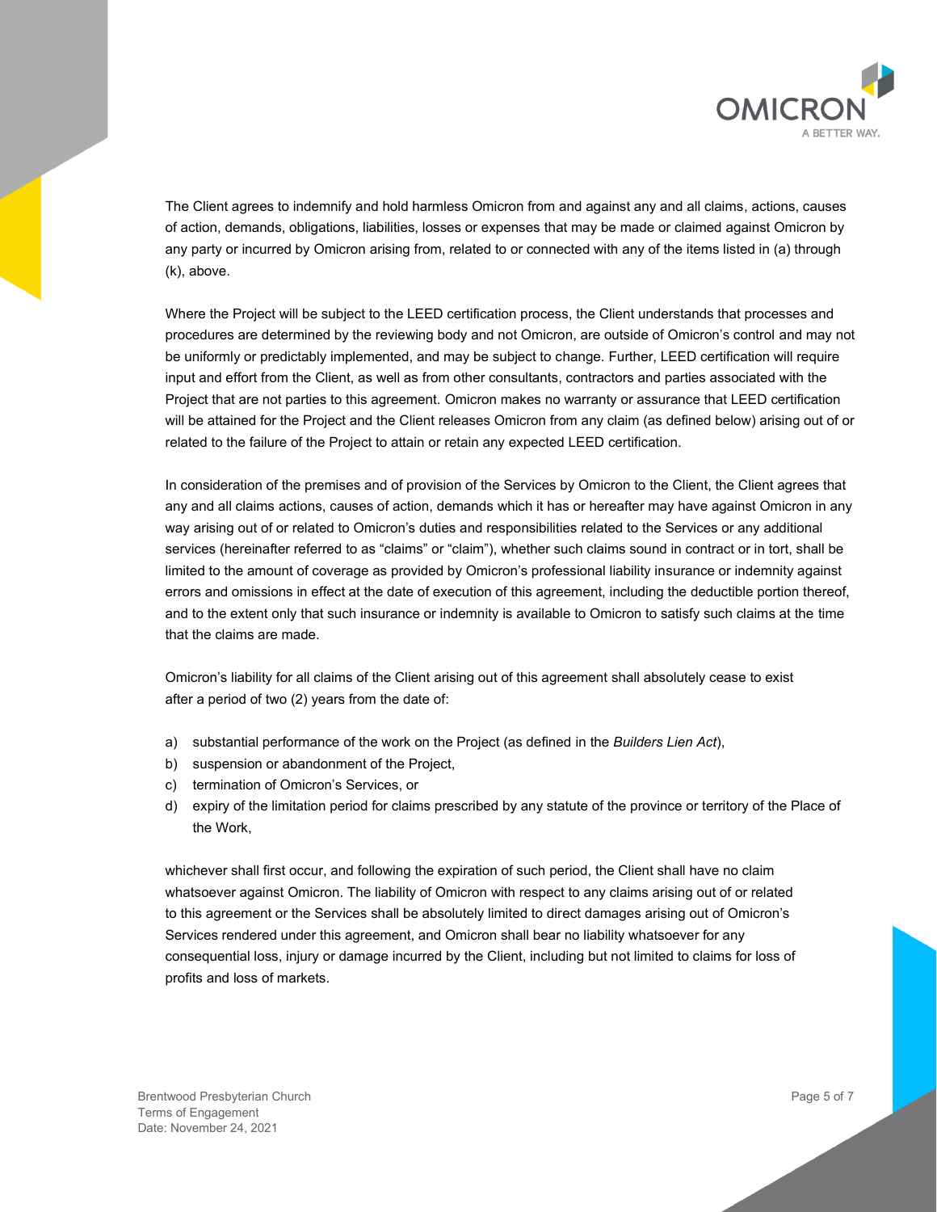The Client agrees to indemnify and hold harmless Omicron from and against any and all claims, actions, causes of action, demands, obligations, liabilities, losses or expenses that may be made or claimed against Omicron by any party or incurred by Omicron arising from, related to or connected with any of the items listed in (a) through (k), above.

Where the Project will be subject to the LEED certification process, the Client understands that processes and procedures are determined by the reviewing body and not Omicron, are outside of Omicron's control and may not be uniformly or predictably implemented, and may be subject to change. Further, LEED certification will require input and effort from the Client, as well as from other consultants, contractors and parties associated with the Project that are not parties to this agreement. Omicron makes no warranty or assurance that LEED certification will be attained for the Project and the Client releases Omicron from any claim (as defined below) arising out of or related to the failure of the Project to attain or retain any expected LEED certification.

In consideration of the premises and of provision of the Services by Omicron to the Client, the Client agrees that any and all claims actions, causes of action, demands which it has or hereafter may have against Omicron in any way arising out of or related to Omicron's duties and responsibilities related to the Services or any additional services (hereinafter referred to as "claims" or "claim"), whether such claims sound in contract or in tort, shall be limited to the amount of coverage as provided by Omicron's professional liability insurance or indemnity against errors and omissions in effect at the date of execution of this agreement, including the deductible portion thereof, and to the extent only that such insurance or indemnity is available to Omicron to satisfy such claims at the time that the claims are made.

Omicron's liability for all claims of the Client arising out of this agreement shall absolutely cease to exist after a period of two (2) years from the date of:

a) substantial performance of the work on the Project (as defined in the *Builders Lien Act*),
b) suspension or abandonment of the Project,
c) termination of Omicron's Services, or
d) expiry of the limitation period for claims prescribed by any statute of the province or territory of the Place of the Work,

whichever shall first occur, and following the expiration of such period, the Client shall have no claim whatsoever against Omicron. The liability of Omicron with respect to any claims arising out of or related to this agreement or the Services shall be absolutely limited to direct damages arising out of Omicron's Services rendered under this agreement, and Omicron shall bear no liability whatsoever for any consequential loss, injury or damage incurred by the Client, including but not limited to claims for loss of profits and loss of markets.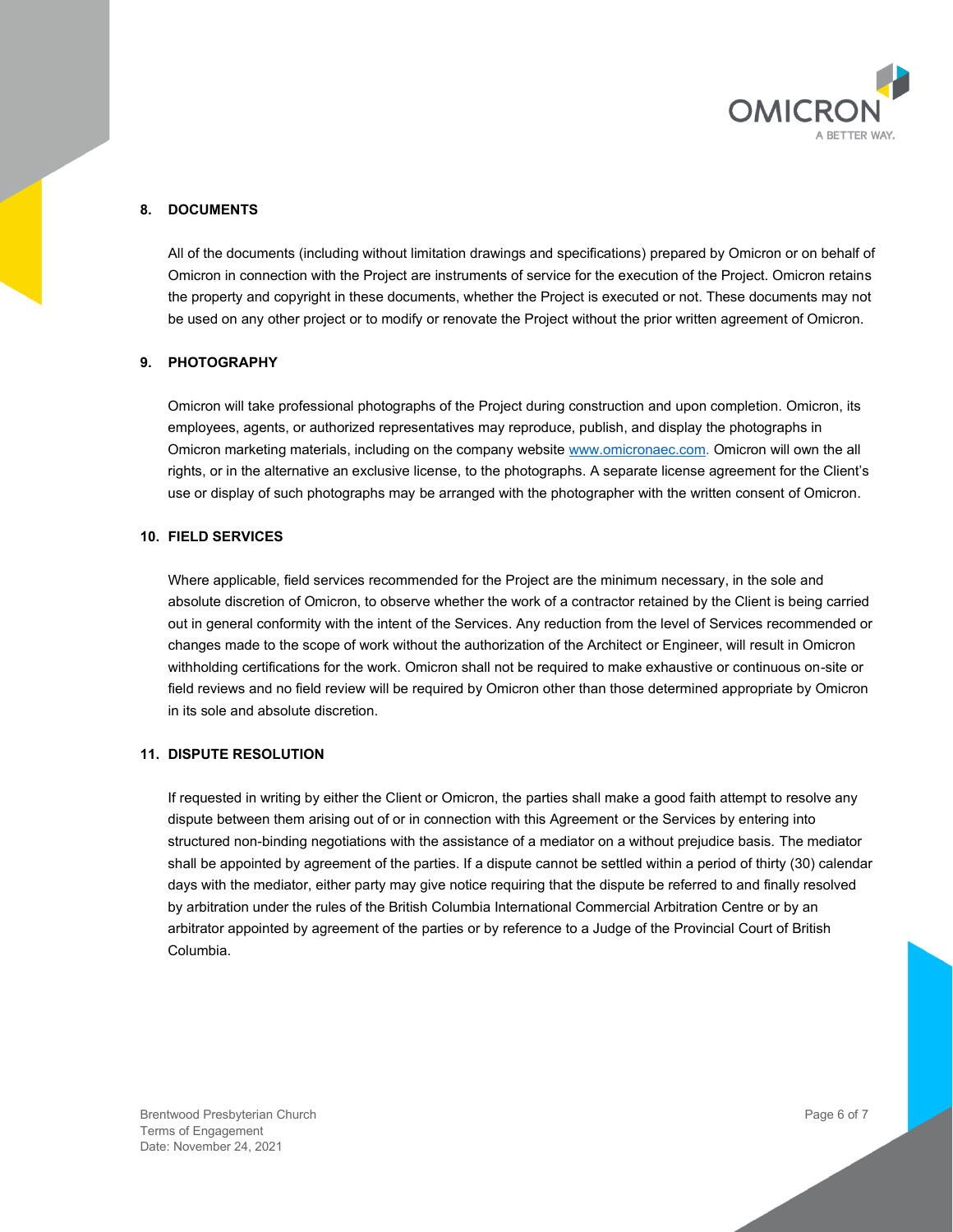## 8. DOCUMENTS

All of the documents (including without limitation drawings and specifications) prepared by Omicron or on behalf of Omicron in connection with the Project are instruments of service for the execution of the Project. Omicron retains the property and copyright in these documents, whether the Project is executed or not. These documents may not be used on any other project or to modify or renovate the Project without the prior written agreement of Omicron.

## 9. PHOTOGRAPHY

Omicron will take professional photographs of the Project during construction and upon completion. Omicron, its employees, agents, or authorized representatives may reproduce, publish, and display the photographs in Omicron marketing materials, including on the company website www.omicronaec.com. Omicron will own the all rights, or in the alternative an exclusive license, to the photographs. A separate license agreement for the Client's use or display of such photographs may be arranged with the photographer with the written consent of Omicron.

## 10. FIELD SERVICES

Where applicable, field services recommended for the Project are the minimum necessary, in the sole and absolute discretion of Omicron, to observe whether the work of a contractor retained by the Client is being carried out in general conformity with the intent of the Services. Any reduction from the level of Services recommended or changes made to the scope of work without the authorization of the Architect or Engineer, will result in Omicron withholding certifications for the work. Omicron shall not be required to make exhaustive or continuous on-site or field reviews and no field review will be required by Omicron other than those determined appropriate by Omicron in its sole and absolute discretion.

## 11. DISPUTE RESOLUTION

If requested in writing by either the Client or Omicron, the parties shall make a good faith attempt to resolve any dispute between them arising out of or in connection with this Agreement or the Services by entering into structured non-binding negotiations with the assistance of a mediator on a without prejudice basis. The mediator shall be appointed by agreement of the parties. If a dispute cannot be settled within a period of thirty (30) calendar days with the mediator, either party may give notice requiring that the dispute be referred to and finally resolved by arbitration under the rules of the British Columbia International Commercial Arbitration Centre or by an arbitrator appointed by agreement of the parties or by reference to a Judge of the Provincial Court of British Columbia.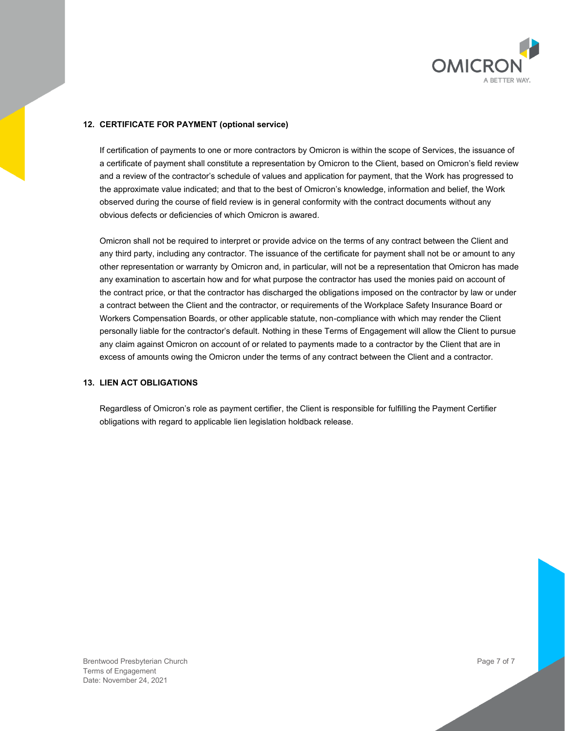## 12. CERTIFICATE FOR PAYMENT (optional service)

If certification of payments to one or more contractors by Omicron is within the scope of Services, the issuance of a certificate of payment shall constitute a representation by Omicron to the Client, based on Omicron's field review and a review of the contractor's schedule of values and application for payment, that the Work has progressed to the approximate value indicated; and that to the best of Omicron's knowledge, information and belief, the Work observed during the course of field review is in general conformity with the contract documents without any obvious defects or deficiencies of which Omicron is awared.

Omicron shall not be required to interpret or provide advice on the terms of any contract between the Client and any third party, including any contractor. The issuance of the certificate for payment shall not be or amount to any other representation or warranty by Omicron and, in particular, will not be a representation that Omicron has made any examination to ascertain how and for what purpose the contractor has used the monies paid on account of the contract price, or that the contractor has discharged the obligations imposed on the contractor by law or under a contract between the Client and the contractor, or requirements of the Workplace Safety Insurance Board or Workers Compensation Boards, or other applicable statute, non-compliance with which may render the Client personally liable for the contractor's default. Nothing in these Terms of Engagement will allow the Client to pursue any claim against Omicron on account of or related to payments made to a contractor by the Client that are in excess of amounts owing the Omicron under the terms of any contract between the Client and a contractor.

## 13. LIEN ACT OBLIGATIONS

Regardless of Omicron's role as payment certifier, the Client is responsible for fulfilling the Payment Certifier obligations with regard to applicable lien legislation holdback release.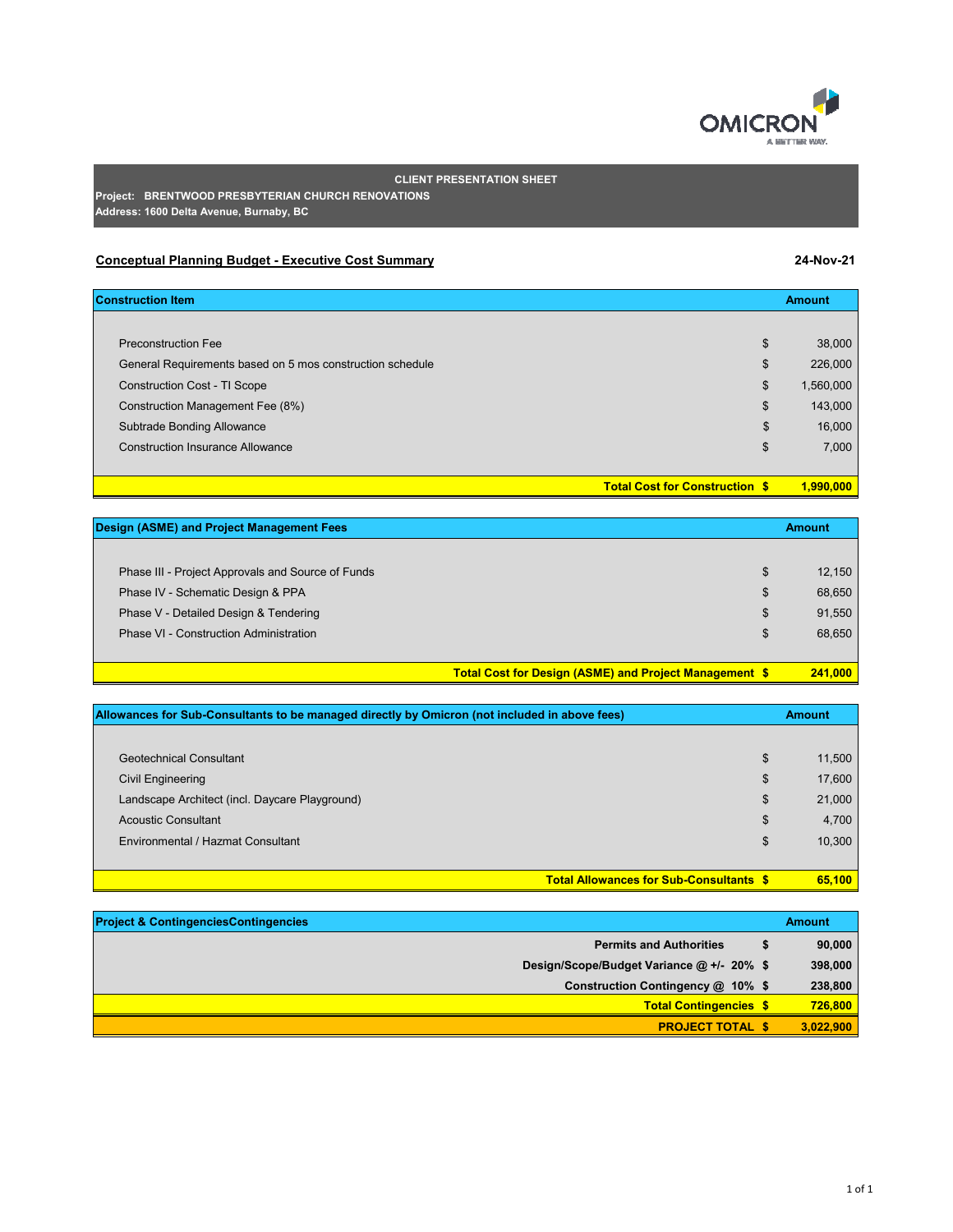OMICRON
A BETTER WAY.

**CLIENT PRESENTATION SHEET**

**Project: BRENTWOOD PRESBYTERIAN CHURCH RENOVATIONS**
**Address: 1600 Delta Avenue, Burnaby, BC**

## Conceptual Planning Budget - Executive Cost Summary

**24-Nov-21**

| Construction Item | | Amount |
|---|---|---|
| Preconstruction Fee | $ | 38,000 |
| General Requirements based on 5 mos construction schedule | $ | 226,000 |
| Construction Cost - TI Scope | $ | 1,560,000 |
| Construction Management Fee (8%) | $ | 143,000 |
| Subtrade Bonding Allowance | $ | 16,000 |
| Construction Insurance Allowance | $ | 7,000 |
| **Total Cost for Construction** | **$** | **1,990,000** |

| Design (ASME) and Project Management Fees | | Amount |
|---|---|---|
| Phase III - Project Approvals and Source of Funds | $ | 12,150 |
| Phase IV - Schematic Design & PPA | $ | 68,650 |
| Phase V - Detailed Design & Tendering | $ | 91,550 |
| Phase VI - Construction Administration | $ | 68,650 |
| **Total Cost for Design (ASME) and Project Management** | **$** | **241,000** |

| Allowances for Sub-Consultants to be managed directly by Omicron (not included in above fees) | | Amount |
|---|---|---|
| Geotechnical Consultant | $ | 11,500 |
| Civil Engineering | $ | 17,600 |
| Landscape Architect (incl. Daycare Playground) | $ | 21,000 |
| Acoustic Consultant | $ | 4,700 |
| Environmental / Hazmat Consultant | $ | 10,300 |
| **Total Allowances for Sub-Consultants** | **$** | **65,100** |

| Project & ContingenciesContingencies | | Amount |
|---|---|---|
| **Permits and Authorities** | **$** | **90,000** |
| **Design/Scope/Budget Variance @ +/- 20%** | **$** | **398,000** |
| **Construction Contingency @ 10%** | **$** | **238,800** |
| **Total Contingencies** | **$** | **726,800** |
| **PROJECT TOTAL** | **$** | **3,022,900** |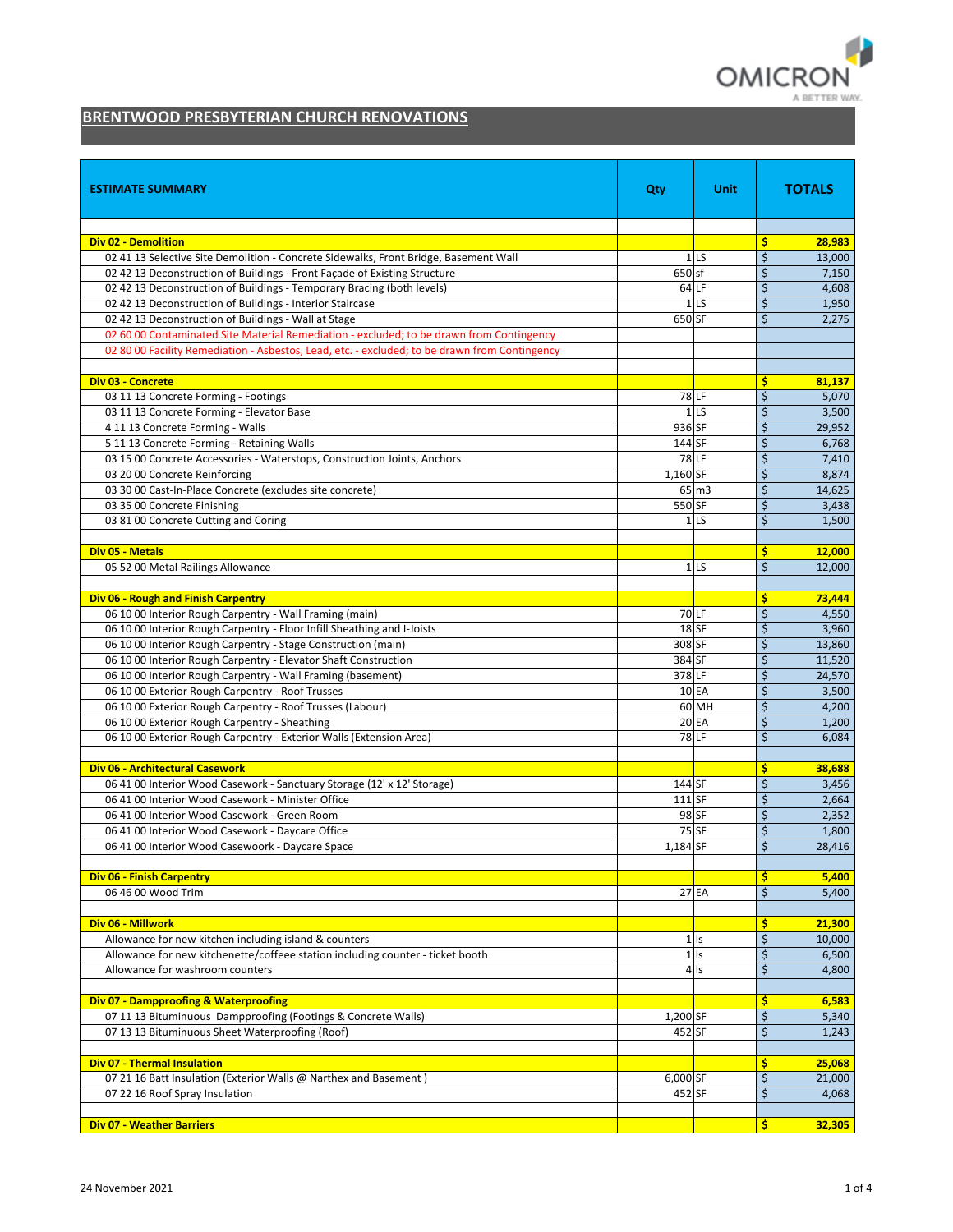# BRENTWOOD PRESBYTERIAN CHURCH RENOVATIONS

| ESTIMATE SUMMARY | Qty | Unit | TOTALS |
|---|---|---|---|
| | | | |
| **Div 02 - Demolition** | | | **$ 28,983** |
| 02 41 13 Selective Site Demolition - Concrete Sidewalks, Front Bridge, Basement Wall | 1 | LS | $ 13,000 |
| 02 42 13 Deconstruction of Buildings - Front Façade of Existing Structure | 650 | sf | $ 7,150 |
| 02 42 13 Deconstruction of Buildings - Temporary Bracing (both levels) | 64 | LF | $ 4,608 |
| 02 42 13 Deconstruction of Buildings - Interior Staircase | 1 | LS | $ 1,950 |
| 02 42 13 Deconstruction of Buildings - Wall at Stage | 650 | SF | $ 2,275 |
| 02 60 00 Contaminated Site Material Remediation - excluded; to be drawn from Contingency | | | |
| 02 80 00 Facility Remediation - Asbestos, Lead, etc. - excluded; to be drawn from Contingency | | | |
| | | | |
| **Div 03 - Concrete** | | | **$ 81,137** |
| 03 11 13 Concrete Forming - Footings | 78 | LF | $ 5,070 |
| 03 11 13 Concrete Forming - Elevator Base | 1 | LS | $ 3,500 |
| 4 11 13 Concrete Forming - Walls | 936 | SF | $ 29,952 |
| 5 11 13 Concrete Forming - Retaining Walls | 144 | SF | $ 6,768 |
| 03 15 00 Concrete Accessories - Waterstops, Construction Joints, Anchors | 78 | LF | $ 7,410 |
| 03 20 00 Concrete Reinforcing | 1,160 | SF | $ 8,874 |
| 03 30 00 Cast-In-Place Concrete (excludes site concrete) | 65 | m3 | $ 14,625 |
| 03 35 00 Concrete Finishing | 550 | SF | $ 3,438 |
| 03 81 00 Concrete Cutting and Coring | 1 | LS | $ 1,500 |
| | | | |
| **Div 05 - Metals** | | | **$ 12,000** |
| 05 52 00 Metal Railings Allowance | 1 | LS | $ 12,000 |
| | | | |
| **Div 06 - Rough and Finish Carpentry** | | | **$ 73,444** |
| 06 10 00 Interior Rough Carpentry - Wall Framing (main) | 70 | LF | $ 4,550 |
| 06 10 00 Interior Rough Carpentry - Floor Infill Sheathing and I-Joists | 18 | SF | $ 3,960 |
| 06 10 00 Interior Rough Carpentry - Stage Construction (main) | 308 | SF | $ 13,860 |
| 06 10 00 Interior Rough Carpentry - Elevator Shaft Construction | 384 | SF | $ 11,520 |
| 06 10 00 Interior Rough Carpentry - Wall Framing (basement) | 378 | LF | $ 24,570 |
| 06 10 00 Exterior Rough Carpentry - Roof Trusses | 10 | EA | $ 3,500 |
| 06 10 00 Exterior Rough Carpentry - Roof Trusses (Labour) | 60 | MH | $ 4,200 |
| 06 10 00 Exterior Rough Carpentry - Sheathing | 20 | EA | $ 1,200 |
| 06 10 00 Exterior Rough Carpentry - Exterior Walls (Extension Area) | 78 | LF | $ 6,084 |
| | | | |
| **Div 06 - Architectural Casework** | | | **$ 38,688** |
| 06 41 00 Interior Wood Casework - Sanctuary Storage (12' x 12' Storage) | 144 | SF | $ 3,456 |
| 06 41 00 Interior Wood Casework - Minister Office | 111 | SF | $ 2,664 |
| 06 41 00 Interior Wood Casework - Green Room | 98 | SF | $ 2,352 |
| 06 41 00 Interior Wood Casework - Daycare Office | 75 | SF | $ 1,800 |
| 06 41 00 Interior Wood Casewoork - Daycare Space | 1,184 | SF | $ 28,416 |
| | | | |
| **Div 06 - Finish Carpentry** | | | **$ 5,400** |
| 06 46 00 Wood Trim | 27 | EA | $ 5,400 |
| | | | |
| **Div 06 - Millwork** | | | **$ 21,300** |
| Allowance for new kitchen including island & counters | 1 | ls | $ 10,000 |
| Allowance for new kitchenette/coffeee station including counter - ticket booth | 1 | ls | $ 6,500 |
| Allowance for washroom counters | 4 | ls | $ 4,800 |
| | | | |
| **Div 07 - Dampproofing & Waterproofing** | | | **$ 6,583** |
| 07 11 13 Bituminuous Dampproofing (Footings & Concrete Walls) | 1,200 | SF | $ 5,340 |
| 07 13 13 Bituminuous Sheet Waterproofing (Roof) | 452 | SF | $ 1,243 |
| | | | |
| **Div 07 - Thermal Insulation** | | | **$ 25,068** |
| 07 21 16 Batt Insulation (Exterior Walls @ Narthex and Basement ) | 6,000 | SF | $ 21,000 |
| 07 22 16 Roof Spray Insulation | 452 | SF | $ 4,068 |
| | | | |
| **Div 07 - Weather Barriers** | | | **$ 32,305** |

24 November 2021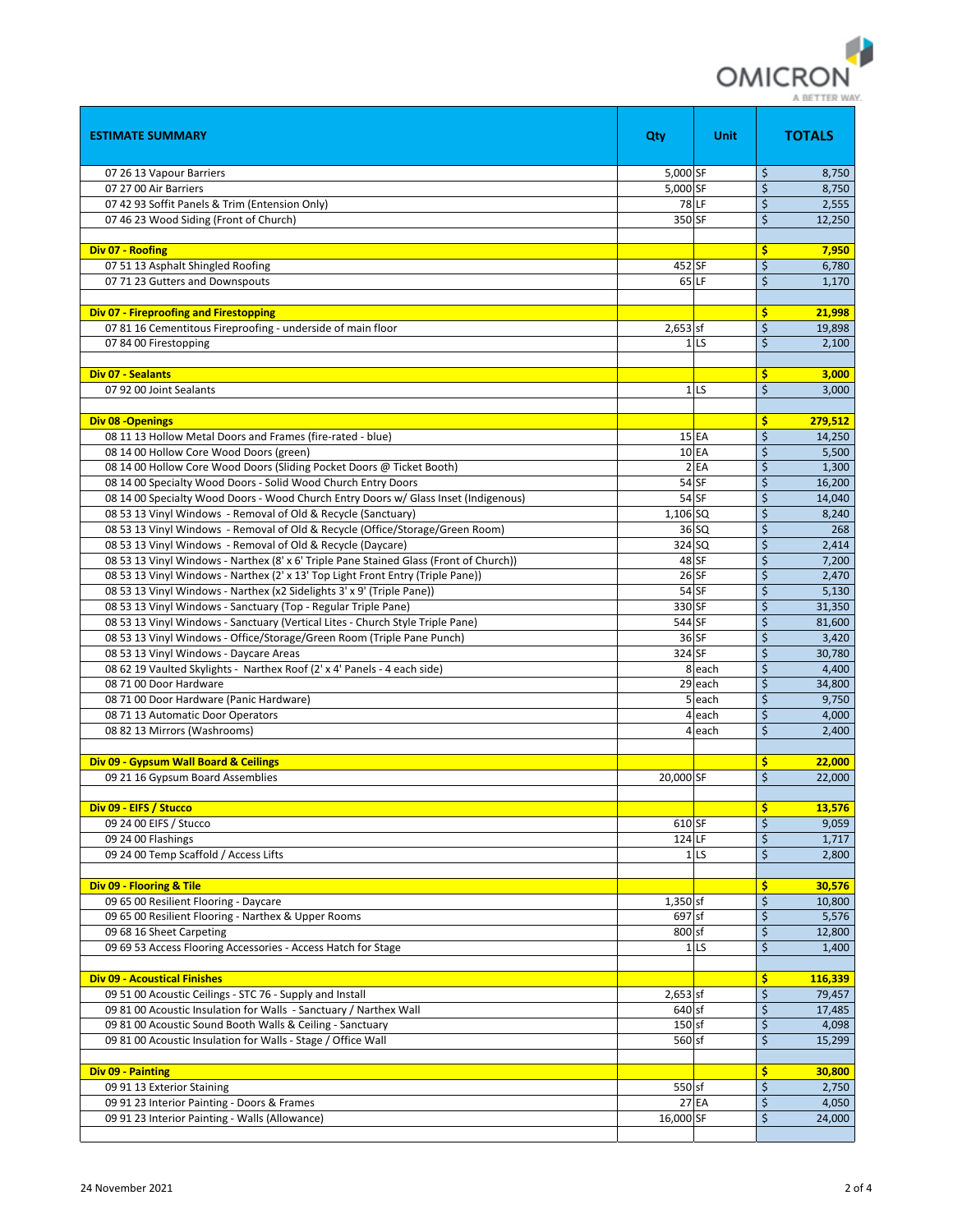| ESTIMATE SUMMARY | Qty | Unit | TOTALS |
|---|---|---|---|
| 07 26 13 Vapour Barriers | 5,000 | SF | $ 8,750 |
| 07 27 00 Air Barriers | 5,000 | SF | $ 8,750 |
| 07 42 93 Soffit Panels & Trim (Extension Only) | 78 | LF | $ 2,555 |
| 07 46 23 Wood Siding (Front of Church) | 350 | SF | $ 12,250 |
| | | | |
| **Div 07 - Roofing** | | | **$ 7,950** |
| 07 51 13 Asphalt Shingled Roofing | 452 | SF | $ 6,780 |
| 07 71 23 Gutters and Downspouts | 65 | LF | $ 1,170 |
| | | | |
| **Div 07 - Fireproofing and Firestopping** | | | **$ 21,998** |
| 07 81 16 Cementitous Fireproofing - underside of main floor | 2,653 | sf | $ 19,898 |
| 07 84 00 Firestopping | 1 | LS | $ 2,100 |
| | | | |
| **Div 07 - Sealants** | | | **$ 3,000** |
| 07 92 00 Joint Sealants | 1 | LS | $ 3,000 |
| | | | |
| **Div 08 -Openings** | | | **$ 279,512** |
| 08 11 13 Hollow Metal Doors and Frames (fire-rated - blue) | 15 | EA | $ 14,250 |
| 08 14 00 Hollow Core Wood Doors (green) | 10 | EA | $ 5,500 |
| 08 14 00 Hollow Core Wood Doors (Sliding Pocket Doors @ Ticket Booth) | 2 | EA | $ 1,300 |
| 08 14 00 Specialty Wood Doors - Solid Wood Church Entry Doors | 54 | SF | $ 16,200 |
| 08 14 00 Specialty Wood Doors - Wood Church Entry Doors w/ Glass Inset (Indigenous) | 54 | SF | $ 14,040 |
| 08 53 13 Vinyl Windows - Removal of Old & Recycle (Sanctuary) | 1,106 | SQ | $ 8,240 |
| 08 53 13 Vinyl Windows - Removal of Old & Recycle (Office/Storage/Green Room) | 36 | SQ | $ 268 |
| 08 53 13 Vinyl Windows - Removal of Old & Recycle (Daycare) | 324 | SQ | $ 2,414 |
| 08 53 13 Vinyl Windows - Narthex (8' x 6' Triple Pane Stained Glass (Front of Church)) | 48 | SF | $ 7,200 |
| 08 53 13 Vinyl Windows - Narthex (2' x 13' Top Light Front Entry (Triple Pane)) | 26 | SF | $ 2,470 |
| 08 53 13 Vinyl Windows - Narthex (x2 Sidelights 3' x 9' (Triple Pane)) | 54 | SF | $ 5,130 |
| 08 53 13 Vinyl Windows - Sanctuary (Top - Regular Triple Pane) | 330 | SF | $ 31,350 |
| 08 53 13 Vinyl Windows - Sanctuary (Vertical Lites - Church Style Triple Pane) | 544 | SF | $ 81,600 |
| 08 53 13 Vinyl Windows - Office/Storage/Green Room (Triple Pane Punch) | 36 | SF | $ 3,420 |
| 08 53 13 Vinyl Windows - Daycare Areas | 324 | SF | $ 30,780 |
| 08 62 19 Vaulted Skylights - Narthex Roof (2' x 4' Panels - 4 each side) | 8 | each | $ 4,400 |
| 08 71 00 Door Hardware | 29 | each | $ 34,800 |
| 08 71 00 Door Hardware (Panic Hardware) | 5 | each | $ 9,750 |
| 08 71 13 Automatic Door Operators | 4 | each | $ 4,000 |
| 08 82 13 Mirrors (Washrooms) | 4 | each | $ 2,400 |
| | | | |
| **Div 09 - Gypsum Wall Board & Ceilings** | | | **$ 22,000** |
| 09 21 16 Gypsum Board Assemblies | 20,000 | SF | $ 22,000 |
| | | | |
| **Div 09 - EIFS / Stucco** | | | **$ 13,576** |
| 09 24 00 EIFS / Stucco | 610 | SF | $ 9,059 |
| 09 24 00 Flashings | 124 | LF | $ 1,717 |
| 09 24 00 Temp Scaffold / Access Lifts | 1 | LS | $ 2,800 |
| | | | |
| **Div 09 - Flooring & Tile** | | | **$ 30,576** |
| 09 65 00 Resilient Flooring - Daycare | 1,350 | sf | $ 10,800 |
| 09 65 00 Resilient Flooring - Narthex & Upper Rooms | 697 | sf | $ 5,576 |
| 09 68 16 Sheet Carpeting | 800 | sf | $ 12,800 |
| 09 69 53 Access Flooring Accessories - Access Hatch for Stage | 1 | LS | $ 1,400 |
| | | | |
| **Div 09 - Acoustical Finishes** | | | **$ 116,339** |
| 09 51 00 Acoustic Ceilings - STC 76 - Supply and Install | 2,653 | sf | $ 79,457 |
| 09 81 00 Acoustic Insulation for Walls - Sanctuary / Narthex Wall | 640 | sf | $ 17,485 |
| 09 81 00 Acoustic Sound Booth Walls & Ceiling - Sanctuary | 150 | sf | $ 4,098 |
| 09 81 00 Acoustic Insulation for Walls - Stage / Office Wall | 560 | sf | $ 15,299 |
| | | | |
| **Div 09 - Painting** | | | **$ 30,800** |
| 09 91 13 Exterior Staining | 550 | sf | $ 2,750 |
| 09 91 23 Interior Painting - Doors & Frames | 27 | EA | $ 4,050 |
| 09 91 23 Interior Painting - Walls (Allowance) | 16,000 | SF | $ 24,000 |

24 November 2021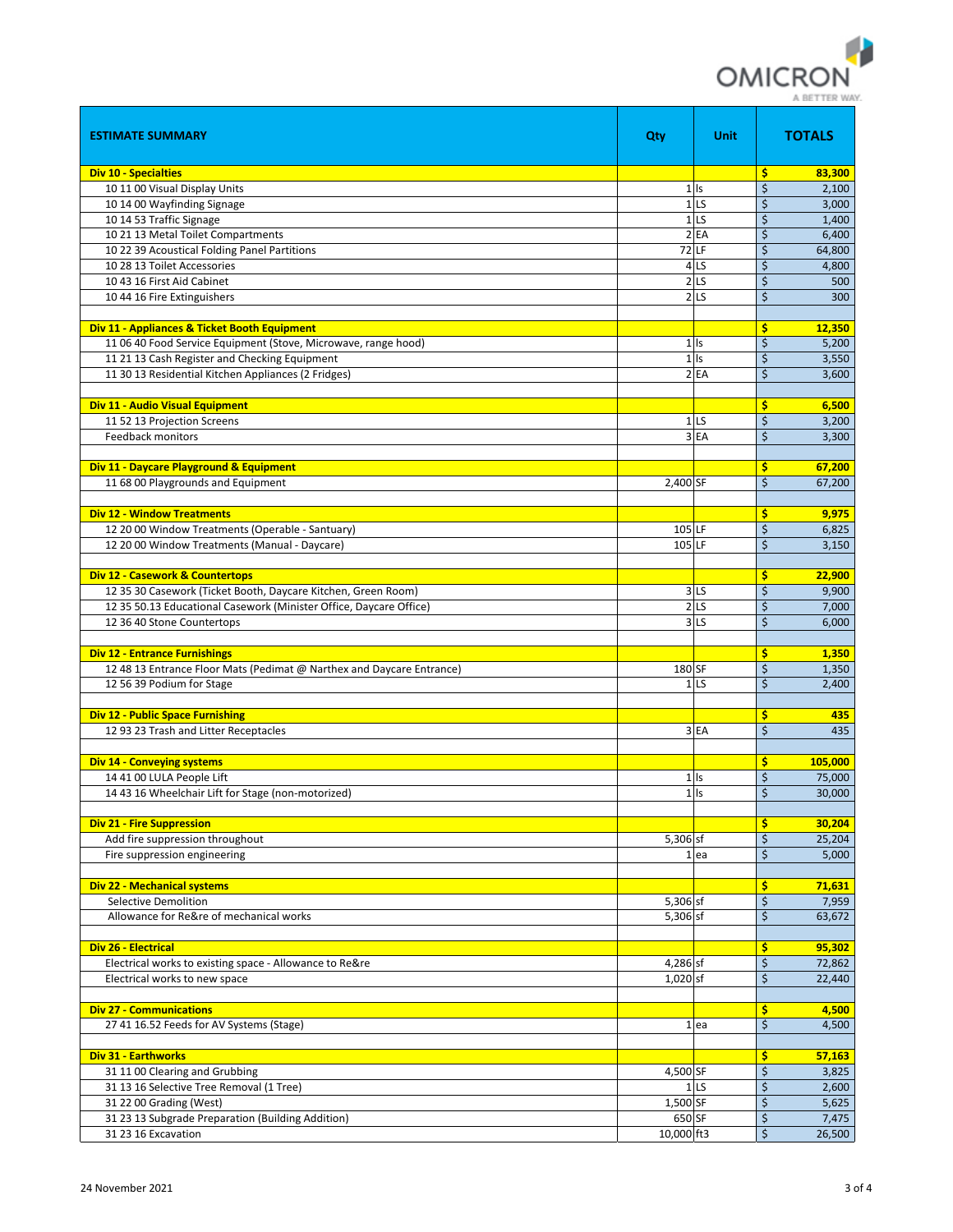| ESTIMATE SUMMARY | Qty | Unit | TOTALS |
|---|---|---|---|
| **Div 10 - Specialties** | | | $ 83,300 |
| 10 11 00 Visual Display Units | 1 | ls | $ 2,100 |
| 10 14 00 Wayfinding Signage | 1 | LS | $ 3,000 |
| 10 14 53 Traffic Signage | 1 | LS | $ 1,400 |
| 10 21 13 Metal Toilet Compartments | 2 | EA | $ 6,400 |
| 10 22 39 Acoustical Folding Panel Partitions | 72 | LF | $ 64,800 |
| 10 28 13 Toilet Accessories | 4 | LS | $ 4,800 |
| 10 43 16 First Aid Cabinet | 2 | LS | $ 500 |
| 10 44 16 Fire Extinguishers | 2 | LS | $ 300 |
| | | | |
| **Div 11 - Appliances & Ticket Booth Equipment** | | | $ 12,350 |
| 11 06 40 Food Service Equipment (Stove, Microwave, range hood) | 1 | ls | $ 5,200 |
| 11 21 13 Cash Register and Checking Equipment | 1 | ls | $ 3,550 |
| 11 30 13 Residential Kitchen Appliances (2 Fridges) | 2 | EA | $ 3,600 |
| | | | |
| **Div 11 - Audio Visual Equipment** | | | $ 6,500 |
| 11 52 13 Projection Screens | 1 | LS | $ 3,200 |
| Feedback monitors | 3 | EA | $ 3,300 |
| | | | |
| **Div 11 - Daycare Playground & Equipment** | | | $ 67,200 |
| 11 68 00 Playgrounds and Equipment | 2,400 | SF | $ 67,200 |
| | | | |
| **Div 12 - Window Treatments** | | | $ 9,975 |
| 12 20 00 Window Treatments (Operable - Santuary) | 105 | LF | $ 6,825 |
| 12 20 00 Window Treatments (Manual - Daycare) | 105 | LF | $ 3,150 |
| | | | |
| **Div 12 - Casework & Countertops** | | | $ 22,900 |
| 12 35 30 Casework (Ticket Booth, Daycare Kitchen, Green Room) | 3 | LS | $ 9,900 |
| 12 35 50.13 Educational Casework (Minister Office, Daycare Office) | 2 | LS | $ 7,000 |
| 12 36 40 Stone Countertops | 3 | LS | $ 6,000 |
| | | | |
| **Div 12 - Entrance Furnishings** | | | $ 1,350 |
| 12 48 13 Entrance Floor Mats (Pedimat @ Narthex and Daycare Entrance) | 180 | SF | $ 1,350 |
| 12 56 39 Podium for Stage | 1 | LS | $ 2,400 |
| | | | |
| **Div 12 - Public Space Furnishing** | | | $ 435 |
| 12 93 23 Trash and Litter Receptacles | 3 | EA | $ 435 |
| | | | |
| **Div 14 - Conveying systems** | | | $ 105,000 |
| 14 41 00 LULA People Lift | 1 | ls | $ 75,000 |
| 14 43 16 Wheelchair Lift for Stage (non-motorized) | 1 | ls | $ 30,000 |
| | | | |
| **Div 21 - Fire Suppression** | | | $ 30,204 |
| Add fire suppression throughout | 5,306 | sf | $ 25,204 |
| Fire suppression engineering | 1 | ea | $ 5,000 |
| | | | |
| **Div 22 - Mechanical systems** | | | $ 71,631 |
| Selective Demolition | 5,306 | sf | $ 7,959 |
| Allowance for Re&re of mechanical works | 5,306 | sf | $ 63,672 |
| | | | |
| **Div 26 - Electrical** | | | $ 95,302 |
| Electrical works to existing space - Allowance to Re&re | 4,286 | sf | $ 72,862 |
| Electrical works to new space | 1,020 | sf | $ 22,440 |
| | | | |
| **Div 27 - Communications** | | | $ 4,500 |
| 27 41 16.52 Feeds for AV Systems (Stage) | 1 | ea | $ 4,500 |
| | | | |
| **Div 31 - Earthworks** | | | $ 57,163 |
| 31 11 00 Clearing and Grubbing | 4,500 | SF | $ 3,825 |
| 31 13 16 Selective Tree Removal (1 Tree) | 1 | LS | $ 2,600 |
| 31 22 00 Grading (West) | 1,500 | SF | $ 5,625 |
| 31 23 13 Subgrade Preparation (Building Addition) | 650 | SF | $ 7,475 |
| 31 23 16 Excavation | 10,000 | ft3 | $ 26,500 |

24 November 2021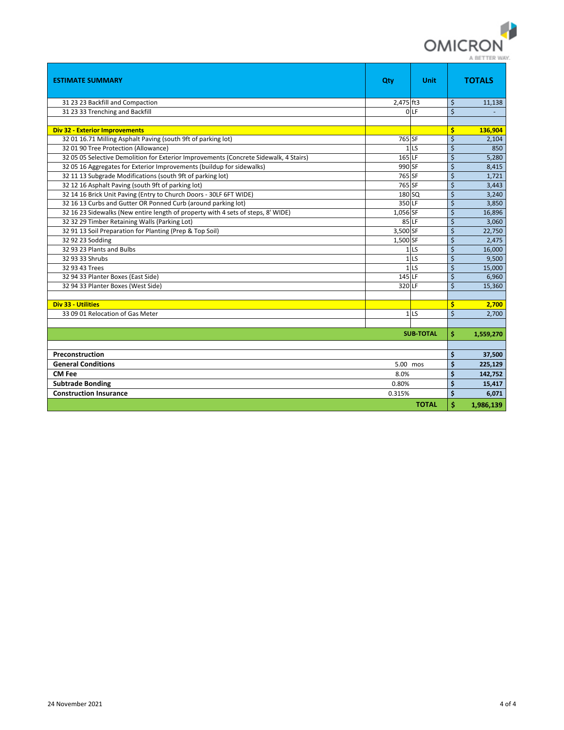| ESTIMATE SUMMARY | Qty | Unit | TOTALS |
|---|---|---|---|
| 31 23 23 Backfill and Compaction | 2,475 | ft3 | $ 11,138 |
| 31 23 33 Trenching and Backfill | 0 | LF | $ - |
| | | | |
| **Div 32 - Exterior Improvements** | | | **$ 136,904** |
| 32 01 16.71 Milling Asphalt Paving (south 9ft of parking lot) | 765 | SF | $ 2,104 |
| 32 01 90 Tree Protection (Allowance) | 1 | LS | $ 850 |
| 32 05 05 Selective Demolition for Exterior Improvements (Concrete Sidewalk, 4 Stairs) | 165 | LF | $ 5,280 |
| 32 05 16 Aggregates for Exterior Improvements (buildup for sidewalks) | 990 | SF | $ 8,415 |
| 32 11 13 Subgrade Modifications (south 9ft of parking lot) | 765 | SF | $ 1,721 |
| 32 12 16 Asphalt Paving (south 9ft of parking lot) | 765 | SF | $ 3,443 |
| 32 14 16 Brick Unit Paving (Entry to Church Doors - 30LF 6FT WIDE) | 180 | SQ | $ 3,240 |
| 32 16 13 Curbs and Gutter OR Ponned Curb (around parking lot) | 350 | LF | $ 3,850 |
| 32 16 23 Sidewalks (New entire length of property with 4 sets of steps, 8' WIDE) | 1,056 | SF | $ 16,896 |
| 32 32 29 Timber Retaining Walls (Parking Lot) | 85 | LF | $ 3,060 |
| 32 91 13 Soil Preparation for Planting (Prep & Top Soil) | 3,500 | SF | $ 22,750 |
| 32 92 23 Sodding | 1,500 | SF | $ 2,475 |
| 32 93 23 Plants and Bulbs | 1 | LS | $ 16,000 |
| 32 93 33 Shrubs | 1 | LS | $ 9,500 |
| 32 93 43 Trees | 1 | LS | $ 15,000 |
| 32 94 33 Planter Boxes (East Side) | 145 | LF | $ 6,960 |
| 32 94 33 Planter Boxes (West Side) | 320 | LF | $ 15,360 |
| | | | |
| **Div 33 - Utilities** | | | **$ 2,700** |
| 33 09 01 Relocation of Gas Meter | 1 | LS | $ 2,700 |
| | | | |
| | | **SUB-TOTAL** | **$ 1,559,270** |
| | | | |
| **Preconstruction** | | | **$ 37,500** |
| **General Conditions** | 5.00 | mos | **$ 225,129** |
| **CM Fee** | 8.0% | | **$ 142,752** |
| **Subtrade Bonding** | 0.80% | | **$ 15,417** |
| **Construction Insurance** | 0.315% | | **$ 6,071** |
| | | **TOTAL** | **$ 1,986,139** |

24 November 2021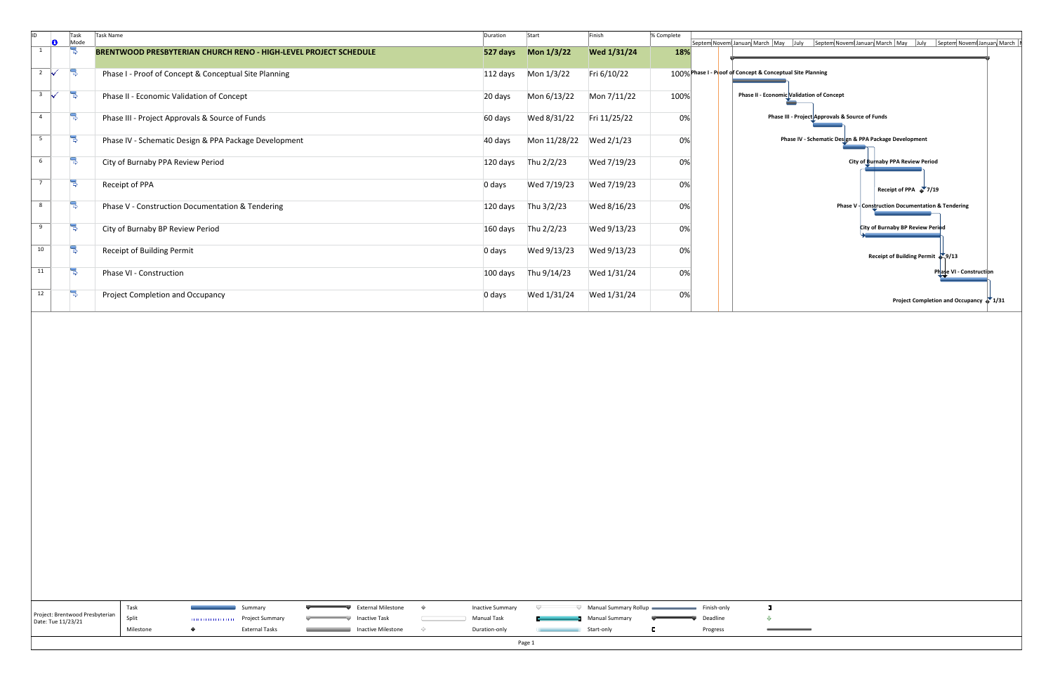| ID | Task Mode | Task Name | Duration | Start | Finish | % Complete |
|---|---|---|---|---|---|---|
| 1 | | **BRENTWOOD PRESBYTERIAN CHURCH RENO - HIGH-LEVEL PROJECT SCHEDULE** | **527 days** | **Mon 1/3/22** | **Wed 1/31/24** | **18%** |
| 2 | | Phase I - Proof of Concept & Conceptual Site Planning | 112 days | Mon 1/3/22 | Fri 6/10/22 | 100% |
| 3 | | Phase II - Economic Validation of Concept | 20 days | Mon 6/13/22 | Mon 7/11/22 | 100% |
| 4 | | Phase III - Project Approvals & Source of Funds | 60 days | Wed 8/31/22 | Fri 11/25/22 | 0% |
| 5 | | Phase IV - Schematic Design & PPA Package Development | 40 days | Mon 11/28/22 | Wed 2/1/23 | 0% |
| 6 | | City of Burnaby PPA Review Period | 120 days | Thu 2/2/23 | Wed 7/19/23 | 0% |
| 7 | | Receipt of PPA | 0 days | Wed 7/19/23 | Wed 7/19/23 | 0% |
| 8 | | Phase V - Construction Documentation & Tendering | 120 days | Thu 3/2/23 | Wed 8/16/23 | 0% |
| 9 | | City of Burnaby BP Review Period | 160 days | Thu 2/2/23 | Wed 9/13/23 | 0% |
| 10 | | Receipt of Building Permit | 0 days | Wed 9/13/23 | Wed 9/13/23 | 0% |
| 11 | | Phase VI - Construction | 100 days | Thu 9/14/23 | Wed 1/31/24 | 0% |
| 12 | | Project Completion and Occupancy | 0 days | Wed 1/31/24 | Wed 1/31/24 | 0% |

Septem Novem Januar March May July Septem Novem January March May July Septem Novem January March

Phase I - Proof of Concept & Conceptual Site Planning
Phase II - Economic Validation of Concept
Phase III - Project Approvals & Source of Funds
Phase IV - Schematic Design & PPA Package Development
City of Burnaby PPA Review Period
Receipt of PPA 7/19
Phase V - Construction Documentation & Tendering
City of Burnaby BP Review Period
Receipt of Building Permit 9/13
Phase VI - Construction
Project Completion and Occupancy 1/31

Project: Brentwood Presbyterian
Date: Tue 11/23/21

Task | Split | Milestone | Summary | Project Summary | External Tasks | External Milestone | Inactive Task | Inactive Milestone | Inactive Summary | Manual Task | Duration-only | Manual Summary Rollup | Manual Summary | Start-only | Finish-only | Deadline | Progress